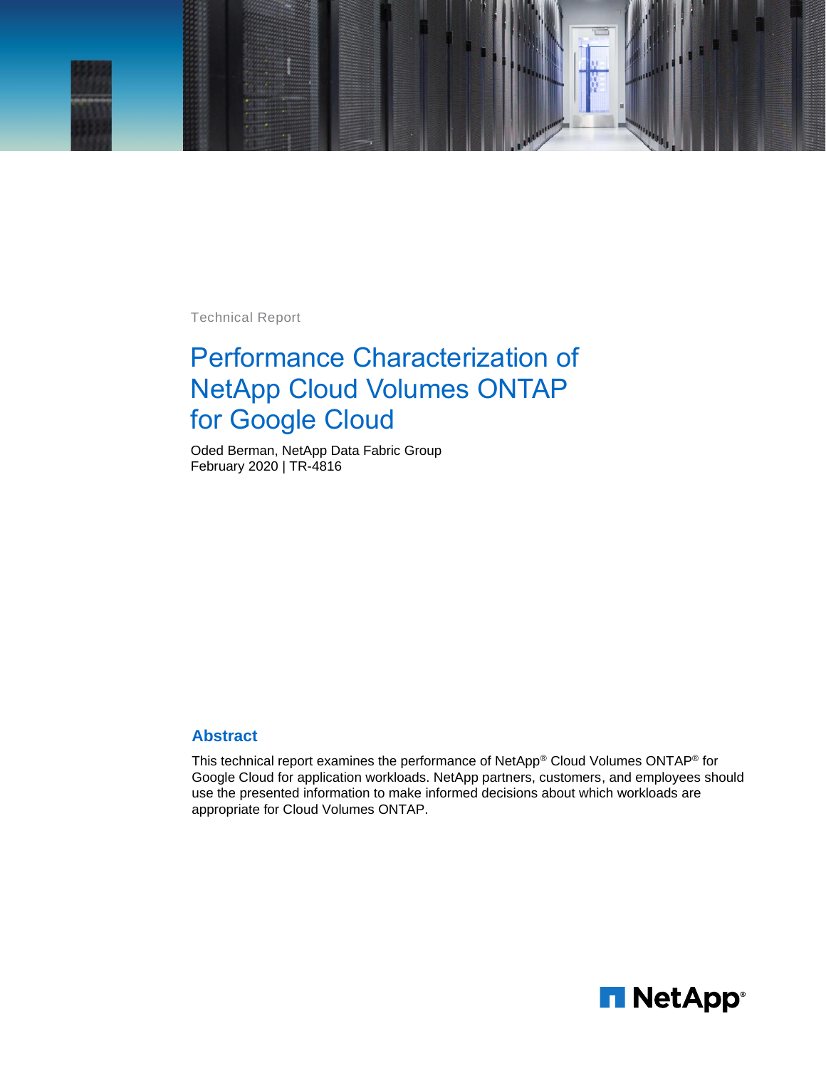Technical Report

# Performance Characterization of NetApp Cloud Volumes ONTAP for Google Cloud

Oded Berman, NetApp Data Fabric Group
February 2020 | TR-4816

## Abstract

This technical report examines the performance of NetApp® Cloud Volumes ONTAP® for Google Cloud for application workloads. NetApp partners, customers, and employees should use the presented information to make informed decisions about which workloads are appropriate for Cloud Volumes ONTAP.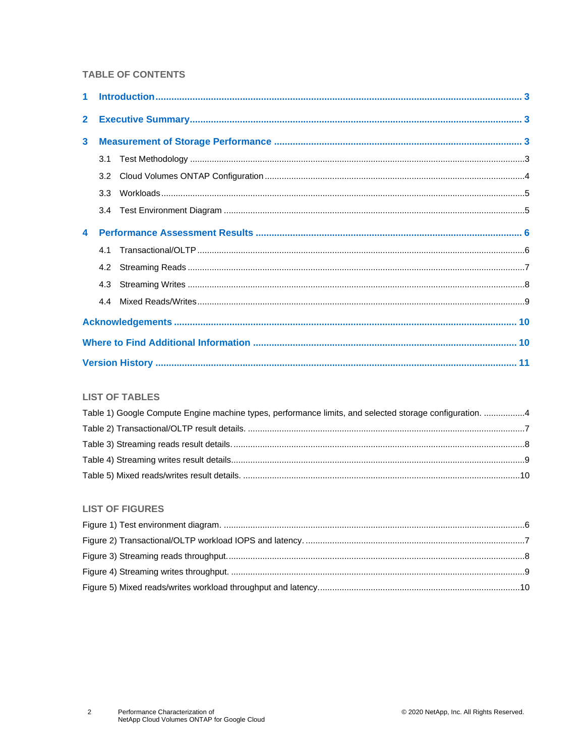## TABLE OF CONTENTS

**1 Introduction** .......... 3

**2 Executive Summary** .......... 3

**3 Measurement of Storage Performance** .......... 3

- 3.1 Test Methodology .......... 3
- 3.2 Cloud Volumes ONTAP Configuration .......... 4
- 3.3 Workloads .......... 5
- 3.4 Test Environment Diagram .......... 5

**4 Performance Assessment Results** .......... 6

- 4.1 Transactional/OLTP .......... 6
- 4.2 Streaming Reads .......... 7
- 4.3 Streaming Writes .......... 8
- 4.4 Mixed Reads/Writes .......... 9

**Acknowledgements** .......... 10

**Where to Find Additional Information** .......... 10

**Version History** .......... 11

## LIST OF TABLES

Table 1) Google Compute Engine machine types, performance limits, and selected storage configuration. .......... 4

Table 2) Transactional/OLTP result details. .......... 7

Table 3) Streaming reads result details. .......... 8

Table 4) Streaming writes result details. .......... 9

Table 5) Mixed reads/writes result details. .......... 10

## LIST OF FIGURES

Figure 1) Test environment diagram. .......... 6

Figure 2) Transactional/OLTP workload IOPS and latency. .......... 7

Figure 3) Streaming reads throughput. .......... 8

Figure 4) Streaming writes throughput. .......... 9

Figure 5) Mixed reads/writes workload throughput and latency. .......... 10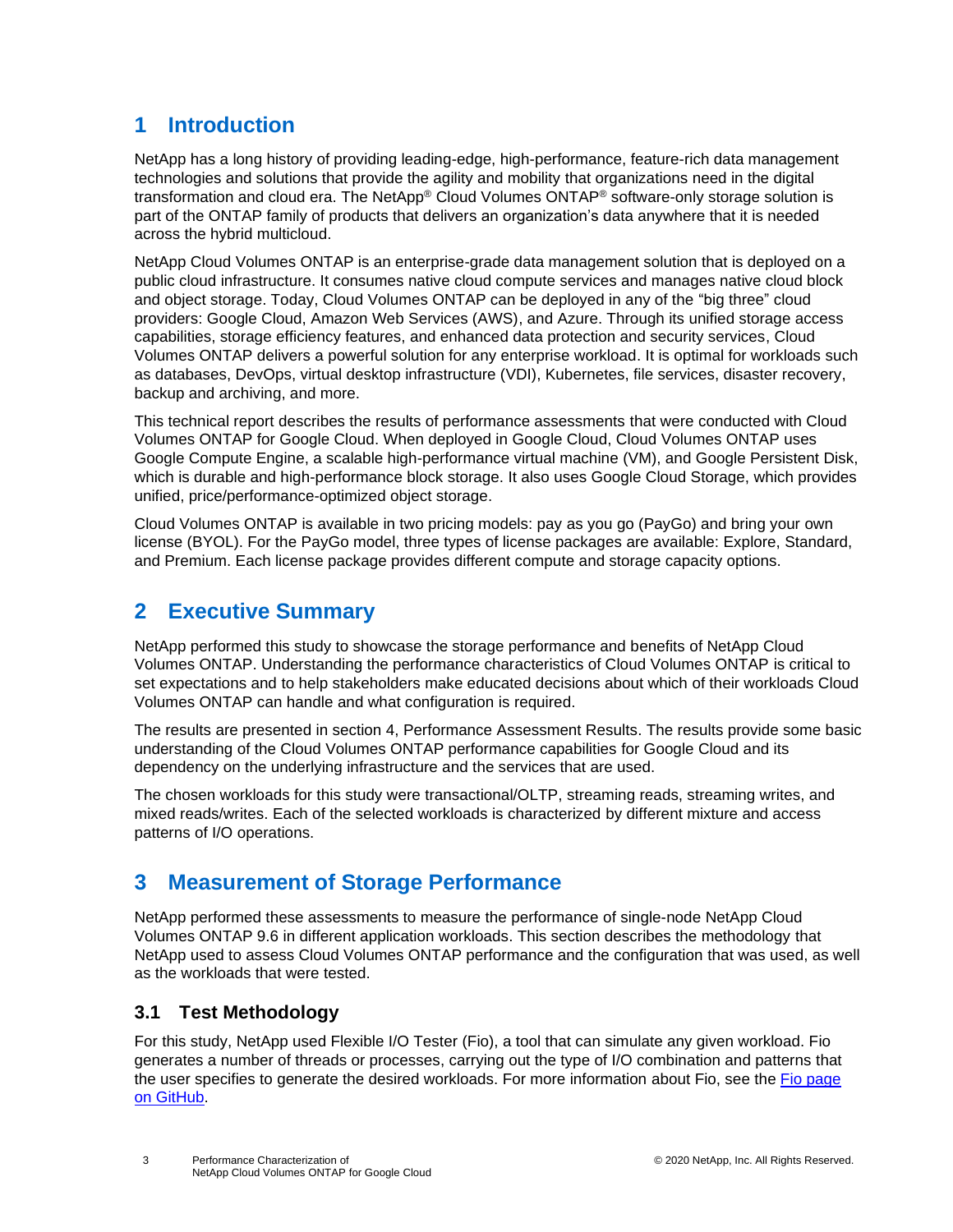# 1 Introduction

NetApp has a long history of providing leading-edge, high-performance, feature-rich data management technologies and solutions that provide the agility and mobility that organizations need in the digital transformation and cloud era. The NetApp® Cloud Volumes ONTAP® software-only storage solution is part of the ONTAP family of products that delivers an organization's data anywhere that it is needed across the hybrid multicloud.

NetApp Cloud Volumes ONTAP is an enterprise-grade data management solution that is deployed on a public cloud infrastructure. It consumes native cloud compute services and manages native cloud block and object storage. Today, Cloud Volumes ONTAP can be deployed in any of the "big three" cloud providers: Google Cloud, Amazon Web Services (AWS), and Azure. Through its unified storage access capabilities, storage efficiency features, and enhanced data protection and security services, Cloud Volumes ONTAP delivers a powerful solution for any enterprise workload. It is optimal for workloads such as databases, DevOps, virtual desktop infrastructure (VDI), Kubernetes, file services, disaster recovery, backup and archiving, and more.

This technical report describes the results of performance assessments that were conducted with Cloud Volumes ONTAP for Google Cloud. When deployed in Google Cloud, Cloud Volumes ONTAP uses Google Compute Engine, a scalable high-performance virtual machine (VM), and Google Persistent Disk, which is durable and high-performance block storage. It also uses Google Cloud Storage, which provides unified, price/performance-optimized object storage.

Cloud Volumes ONTAP is available in two pricing models: pay as you go (PayGo) and bring your own license (BYOL). For the PayGo model, three types of license packages are available: Explore, Standard, and Premium. Each license package provides different compute and storage capacity options.

# 2 Executive Summary

NetApp performed this study to showcase the storage performance and benefits of NetApp Cloud Volumes ONTAP. Understanding the performance characteristics of Cloud Volumes ONTAP is critical to set expectations and to help stakeholders make educated decisions about which of their workloads Cloud Volumes ONTAP can handle and what configuration is required.

The results are presented in section 4, Performance Assessment Results. The results provide some basic understanding of the Cloud Volumes ONTAP performance capabilities for Google Cloud and its dependency on the underlying infrastructure and the services that are used.

The chosen workloads for this study were transactional/OLTP, streaming reads, streaming writes, and mixed reads/writes. Each of the selected workloads is characterized by different mixture and access patterns of I/O operations.

# 3 Measurement of Storage Performance

NetApp performed these assessments to measure the performance of single-node NetApp Cloud Volumes ONTAP 9.6 in different application workloads. This section describes the methodology that NetApp used to assess Cloud Volumes ONTAP performance and the configuration that was used, as well as the workloads that were tested.

## 3.1 Test Methodology

For this study, NetApp used Flexible I/O Tester (Fio), a tool that can simulate any given workload. Fio generates a number of threads or processes, carrying out the type of I/O combination and patterns that the user specifies to generate the desired workloads. For more information about Fio, see the [Fio page on GitHub](https://github.com/axboe/fio).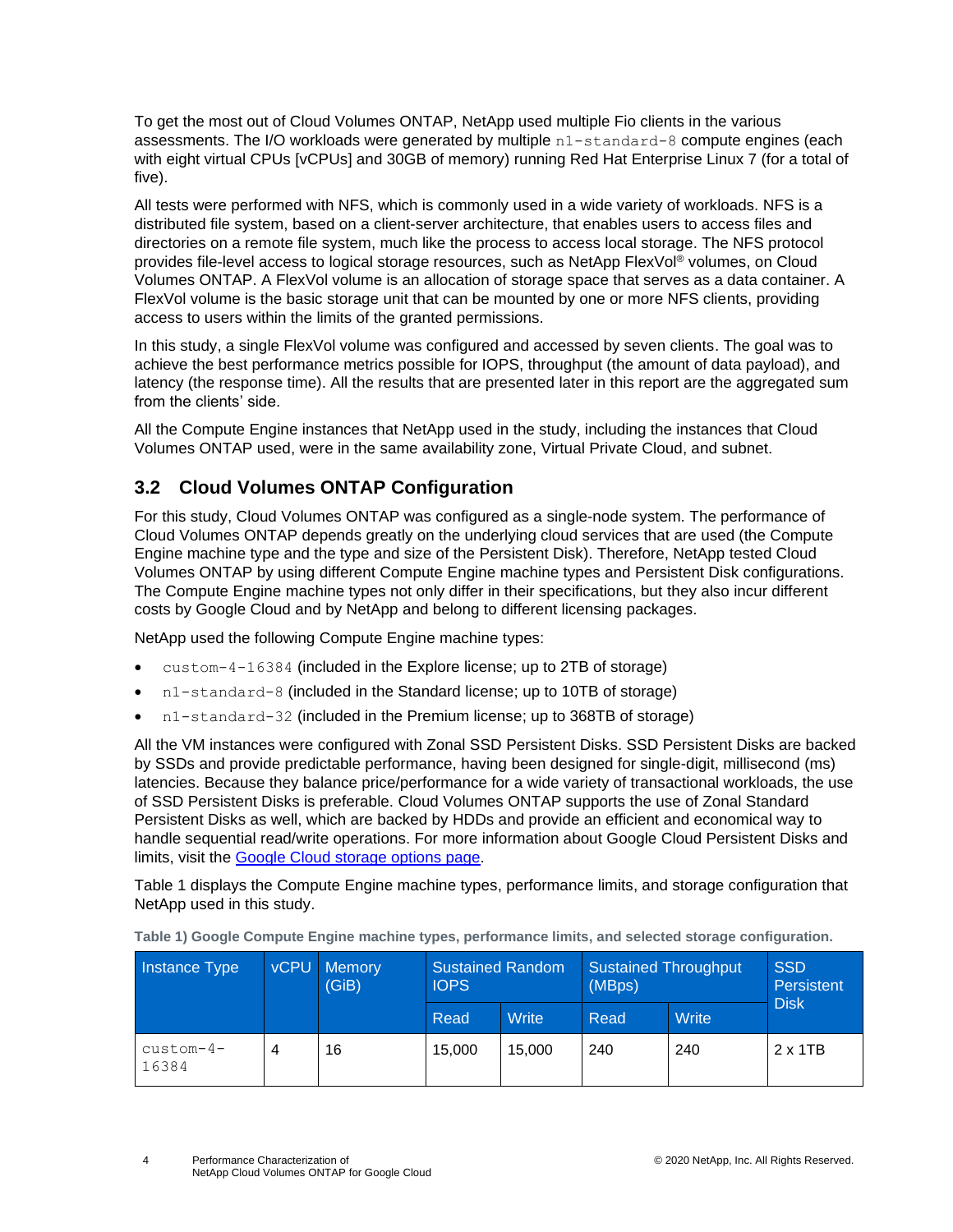To get the most out of Cloud Volumes ONTAP, NetApp used multiple Fio clients in the various assessments. The I/O workloads were generated by multiple `n1-standard-8` compute engines (each with eight virtual CPUs [vCPUs] and 30GB of memory) running Red Hat Enterprise Linux 7 (for a total of five).

All tests were performed with NFS, which is commonly used in a wide variety of workloads. NFS is a distributed file system, based on a client-server architecture, that enables users to access files and directories on a remote file system, much like the process to access local storage. The NFS protocol provides file-level access to logical storage resources, such as NetApp FlexVol® volumes, on Cloud Volumes ONTAP. A FlexVol volume is an allocation of storage space that serves as a data container. A FlexVol volume is the basic storage unit that can be mounted by one or more NFS clients, providing access to users within the limits of the granted permissions.

In this study, a single FlexVol volume was configured and accessed by seven clients. The goal was to achieve the best performance metrics possible for IOPS, throughput (the amount of data payload), and latency (the response time). All the results that are presented later in this report are the aggregated sum from the clients' side.

All the Compute Engine instances that NetApp used in the study, including the instances that Cloud Volumes ONTAP used, were in the same availability zone, Virtual Private Cloud, and subnet.

## 3.2 Cloud Volumes ONTAP Configuration

For this study, Cloud Volumes ONTAP was configured as a single-node system. The performance of Cloud Volumes ONTAP depends greatly on the underlying cloud services that are used (the Compute Engine machine type and the type and size of the Persistent Disk). Therefore, NetApp tested Cloud Volumes ONTAP by using different Compute Engine machine types and Persistent Disk configurations. The Compute Engine machine types not only differ in their specifications, but they also incur different costs by Google Cloud and by NetApp and belong to different licensing packages.

NetApp used the following Compute Engine machine types:

- `custom-4-16384` (included in the Explore license; up to 2TB of storage)
- `n1-standard-8` (included in the Standard license; up to 10TB of storage)
- `n1-standard-32` (included in the Premium license; up to 368TB of storage)

All the VM instances were configured with Zonal SSD Persistent Disks. SSD Persistent Disks are backed by SSDs and provide predictable performance, having been designed for single-digit, millisecond (ms) latencies. Because they balance price/performance for a wide variety of transactional workloads, the use of SSD Persistent Disks is preferable. Cloud Volumes ONTAP supports the use of Zonal Standard Persistent Disks as well, which are backed by HDDs and provide an efficient and economical way to handle sequential read/write operations. For more information about Google Cloud Persistent Disks and limits, visit the [Google Cloud storage options page](#).

Table 1 displays the Compute Engine machine types, performance limits, and storage configuration that NetApp used in this study.

**Table 1) Google Compute Engine machine types, performance limits, and selected storage configuration.**

| Instance Type | vCPU | Memory (GiB) | Sustained Random IOPS | | Sustained Throughput (MBps) | | SSD Persistent Disk |
|---|---|---|---|---|---|---|---|
| | | | Read | Write | Read | Write | |
| `custom-4-16384` | 4 | 16 | 15,000 | 15,000 | 240 | 240 | 2 x 1TB |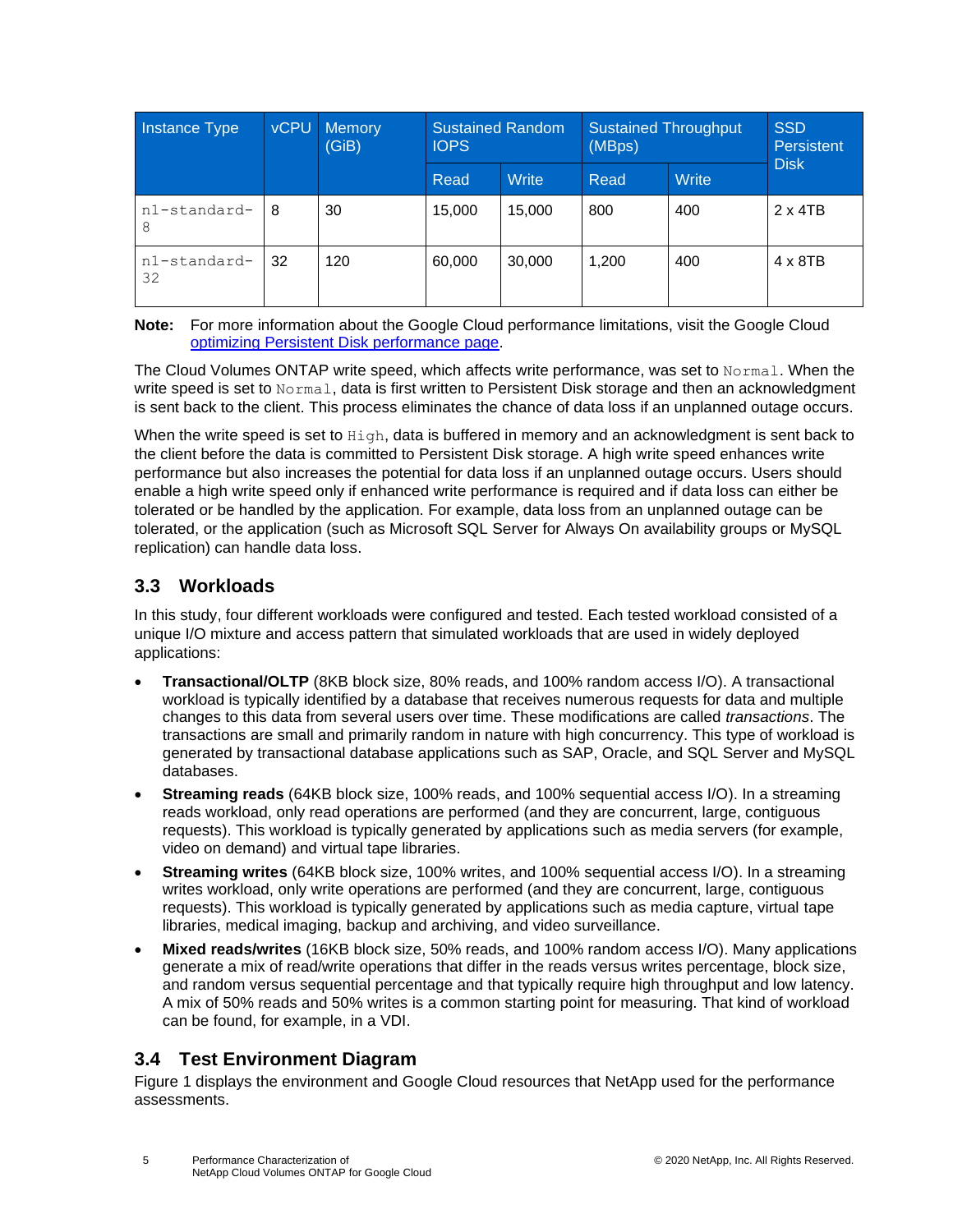| Instance Type | vCPU | Memory (GiB) | Sustained Random IOPS | | Sustained Throughput (MBps) | | SSD Persistent Disk |
|---|---|---|---|---|---|---|---|
| | | | Read | Write | Read | Write | |
| `n1-standard-8` | 8 | 30 | 15,000 | 15,000 | 800 | 400 | 2 x 4TB |
| `n1-standard-32` | 32 | 120 | 60,000 | 30,000 | 1,200 | 400 | 4 x 8TB |

**Note:** For more information about the Google Cloud performance limitations, visit the Google Cloud [optimizing Persistent Disk performance page](https://cloud.google.com/compute/docs/disks/performance).

The Cloud Volumes ONTAP write speed, which affects write performance, was set to `Normal`. When the write speed is set to `Normal`, data is first written to Persistent Disk storage and then an acknowledgment is sent back to the client. This process eliminates the chance of data loss if an unplanned outage occurs.

When the write speed is set to `High`, data is buffered in memory and an acknowledgment is sent back to the client before the data is committed to Persistent Disk storage. A high write speed enhances write performance but also increases the potential for data loss if an unplanned outage occurs. Users should enable a high write speed only if enhanced write performance is required and if data loss can either be tolerated or be handled by the application. For example, data loss from an unplanned outage can be tolerated, or the application (such as Microsoft SQL Server for Always On availability groups or MySQL replication) can handle data loss.

## 3.3 Workloads

In this study, four different workloads were configured and tested. Each tested workload consisted of a unique I/O mixture and access pattern that simulated workloads that are used in widely deployed applications:

- **Transactional/OLTP** (8KB block size, 80% reads, and 100% random access I/O). A transactional workload is typically identified by a database that receives numerous requests for data and multiple changes to this data from several users over time. These modifications are called *transactions*. The transactions are small and primarily random in nature with high concurrency. This type of workload is generated by transactional database applications such as SAP, Oracle, and SQL Server and MySQL databases.
- **Streaming reads** (64KB block size, 100% reads, and 100% sequential access I/O). In a streaming reads workload, only read operations are performed (and they are concurrent, large, contiguous requests). This workload is typically generated by applications such as media servers (for example, video on demand) and virtual tape libraries.
- **Streaming writes** (64KB block size, 100% writes, and 100% sequential access I/O). In a streaming writes workload, only write operations are performed (and they are concurrent, large, contiguous requests). This workload is typically generated by applications such as media capture, virtual tape libraries, medical imaging, backup and archiving, and video surveillance.
- **Mixed reads/writes** (16KB block size, 50% reads, and 100% random access I/O). Many applications generate a mix of read/write operations that differ in the reads versus writes percentage, block size, and random versus sequential percentage and that typically require high throughput and low latency. A mix of 50% reads and 50% writes is a common starting point for measuring. That kind of workload can be found, for example, in a VDI.

## 3.4 Test Environment Diagram

Figure 1 displays the environment and Google Cloud resources that NetApp used for the performance assessments.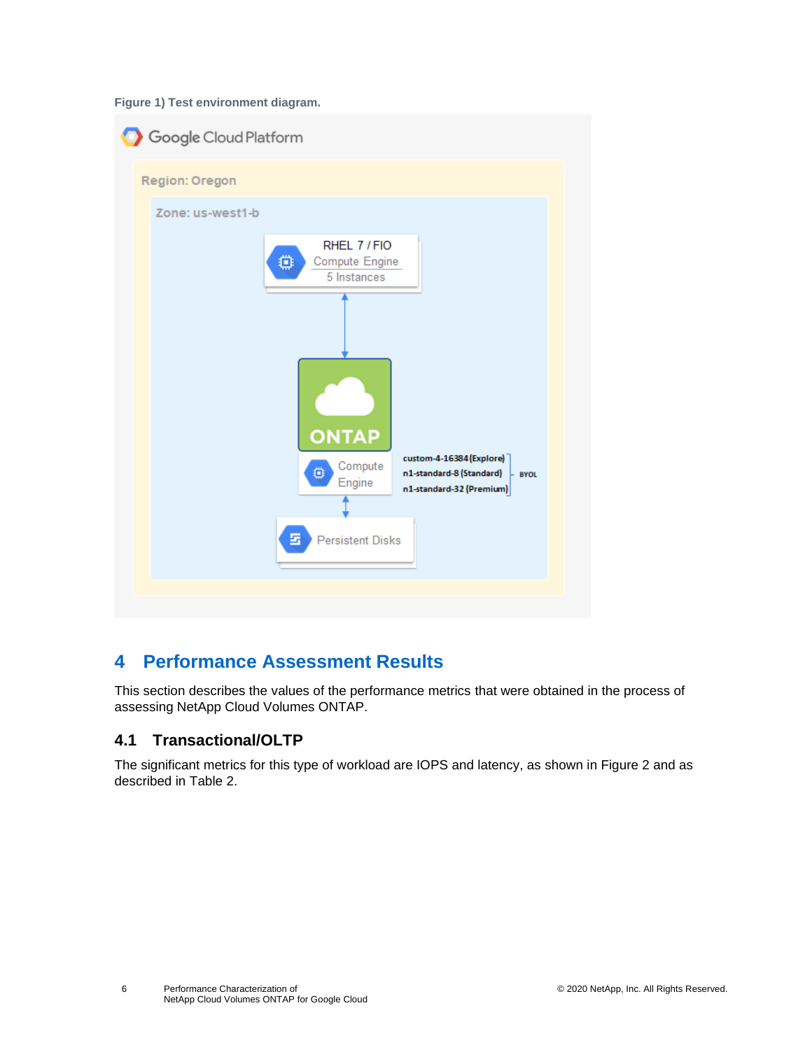**Figure 1) Test environment diagram.**

# 4 Performance Assessment Results

This section describes the values of the performance metrics that were obtained in the process of assessing NetApp Cloud Volumes ONTAP.

## 4.1 Transactional/OLTP

The significant metrics for this type of workload are IOPS and latency, as shown in Figure 2 and as described in Table 2.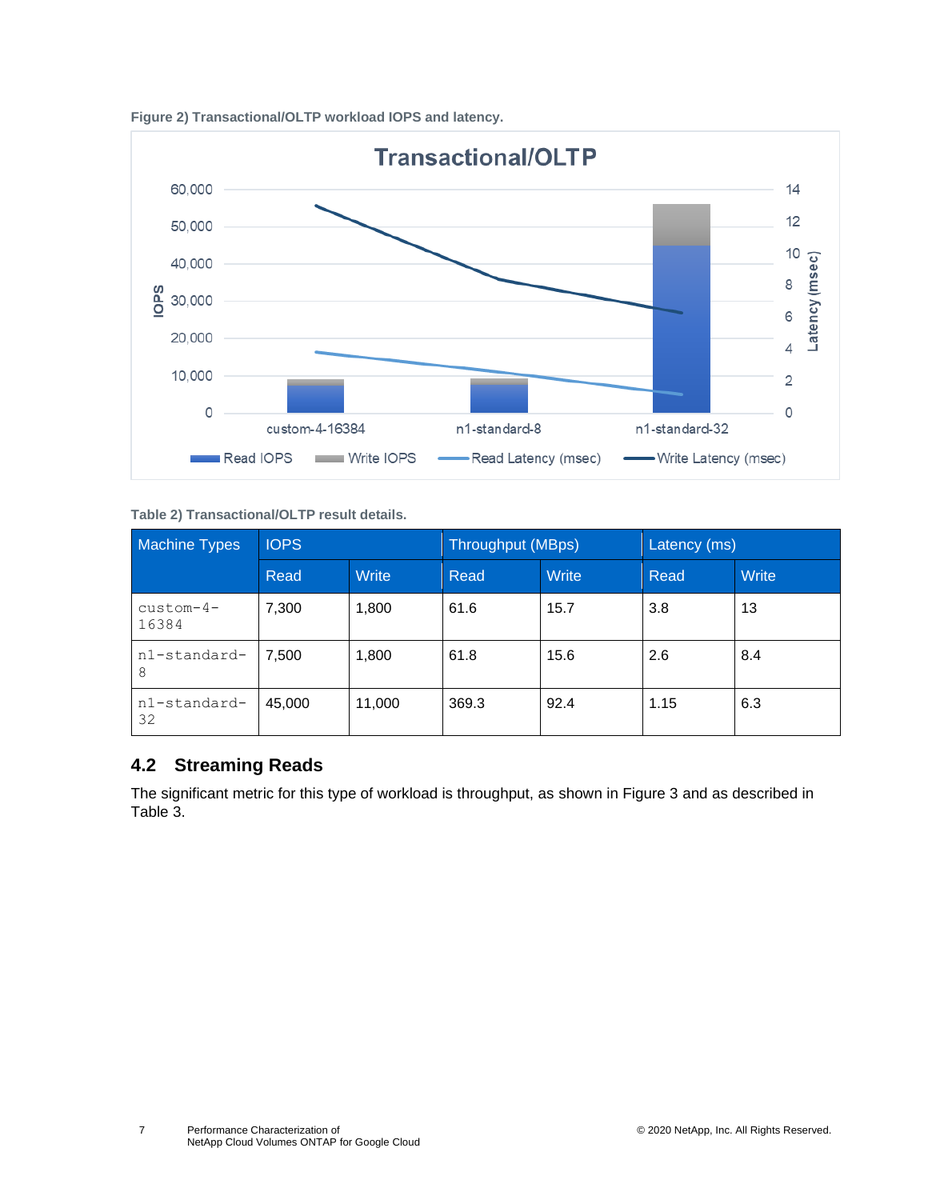**Figure 2) Transactional/OLTP workload IOPS and latency.**

**Table 2) Transactional/OLTP result details.**

| Machine Types | IOPS | | Throughput (MBps) | | Latency (ms) | |
|---|---|---|---|---|---|---|
| | Read | Write | Read | Write | Read | Write |
| custom-4-16384 | 7,300 | 1,800 | 61.6 | 15.7 | 3.8 | 13 |
| n1-standard-8 | 7,500 | 1,800 | 61.8 | 15.6 | 2.6 | 8.4 |
| n1-standard-32 | 45,000 | 11,000 | 369.3 | 92.4 | 1.15 | 6.3 |

## 4.2 Streaming Reads

The significant metric for this type of workload is throughput, as shown in Figure 3 and as described in Table 3.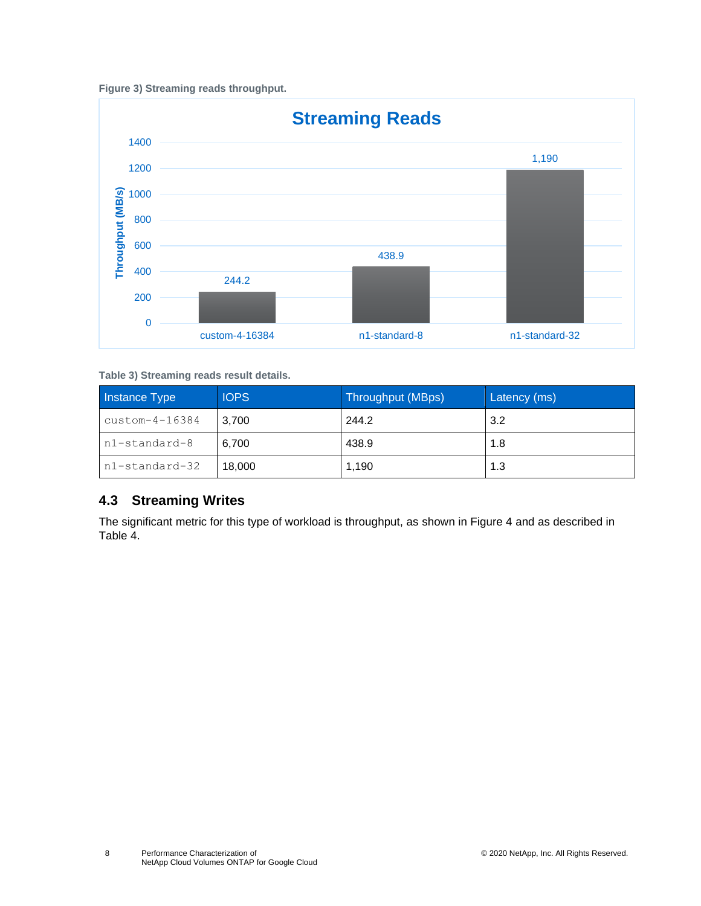Figure 3) Streaming reads throughput.

Table 3) Streaming reads result details.

| Instance Type | IOPS | Throughput (MBps) | Latency (ms) |
|---|---|---|---|
| custom-4-16384 | 3,700 | 244.2 | 3.2 |
| n1-standard-8 | 6,700 | 438.9 | 1.8 |
| n1-standard-32 | 18,000 | 1,190 | 1.3 |

## 4.3 Streaming Writes

The significant metric for this type of workload is throughput, as shown in Figure 4 and as described in Table 4.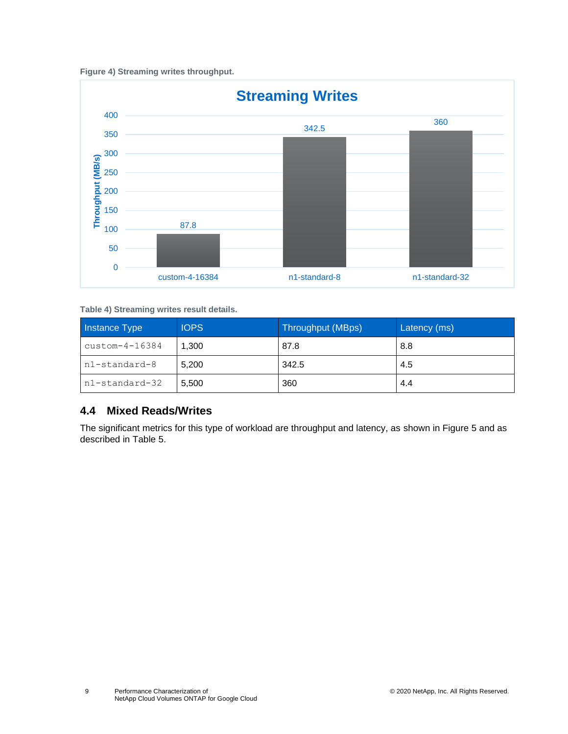**Figure 4) Streaming writes throughput.**

**Table 4) Streaming writes result details.**

| Instance Type | IOPS | Throughput (MBps) | Latency (ms) |
| --- | --- | --- | --- |
| custom-4-16384 | 1,300 | 87.8 | 8.8 |
| n1-standard-8 | 5,200 | 342.5 | 4.5 |
| n1-standard-32 | 5,500 | 360 | 4.4 |

### 4.4 Mixed Reads/Writes

The significant metrics for this type of workload are throughput and latency, as shown in Figure 5 and as described in Table 5.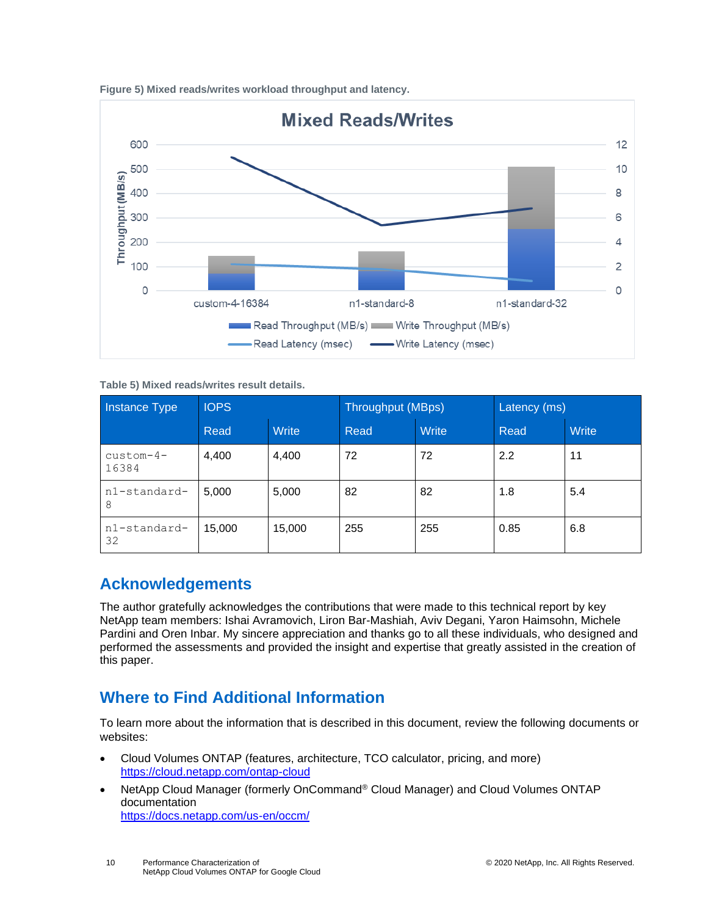**Figure 5) Mixed reads/writes workload throughput and latency.**

**Table 5) Mixed reads/writes result details.**

| Instance Type | IOPS | | Throughput (MBps) | | Latency (ms) | |
|---|---|---|---|---|---|---|
| | Read | Write | Read | Write | Read | Write |
| custom-4-16384 | 4,400 | 4,400 | 72 | 72 | 2.2 | 11 |
| n1-standard-8 | 5,000 | 5,000 | 82 | 82 | 1.8 | 5.4 |
| n1-standard-32 | 15,000 | 15,000 | 255 | 255 | 0.85 | 6.8 |

## Acknowledgements

The author gratefully acknowledges the contributions that were made to this technical report by key NetApp team members: Ishai Avramovich, Liron Bar-Mashiah, Aviv Degani, Yaron Haimsohn, Michele Pardini and Oren Inbar. My sincere appreciation and thanks go to all these individuals, who designed and performed the assessments and provided the insight and expertise that greatly assisted in the creation of this paper.

## Where to Find Additional Information

To learn more about the information that is described in this document, review the following documents or websites:

- Cloud Volumes ONTAP (features, architecture, TCO calculator, pricing, and more)
  https://cloud.netapp.com/ontap-cloud
- NetApp Cloud Manager (formerly OnCommand® Cloud Manager) and Cloud Volumes ONTAP documentation
  https://docs.netapp.com/us-en/occm/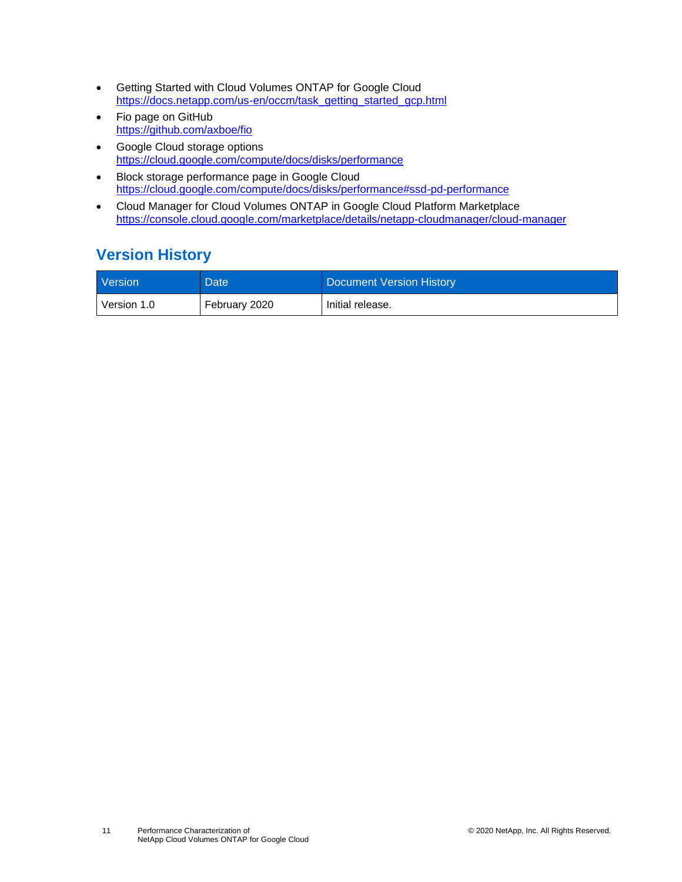- Getting Started with Cloud Volumes ONTAP for Google Cloud
  https://docs.netapp.com/us-en/occm/task_getting_started_gcp.html
- Fio page on GitHub
  https://github.com/axboe/fio
- Google Cloud storage options
  https://cloud.google.com/compute/docs/disks/performance
- Block storage performance page in Google Cloud
  https://cloud.google.com/compute/docs/disks/performance#ssd-pd-performance
- Cloud Manager for Cloud Volumes ONTAP in Google Cloud Platform Marketplace
  https://console.cloud.google.com/marketplace/details/netapp-cloudmanager/cloud-manager

## Version History

| Version | Date | Document Version History |
| --- | --- | --- |
| Version 1.0 | February 2020 | Initial release. |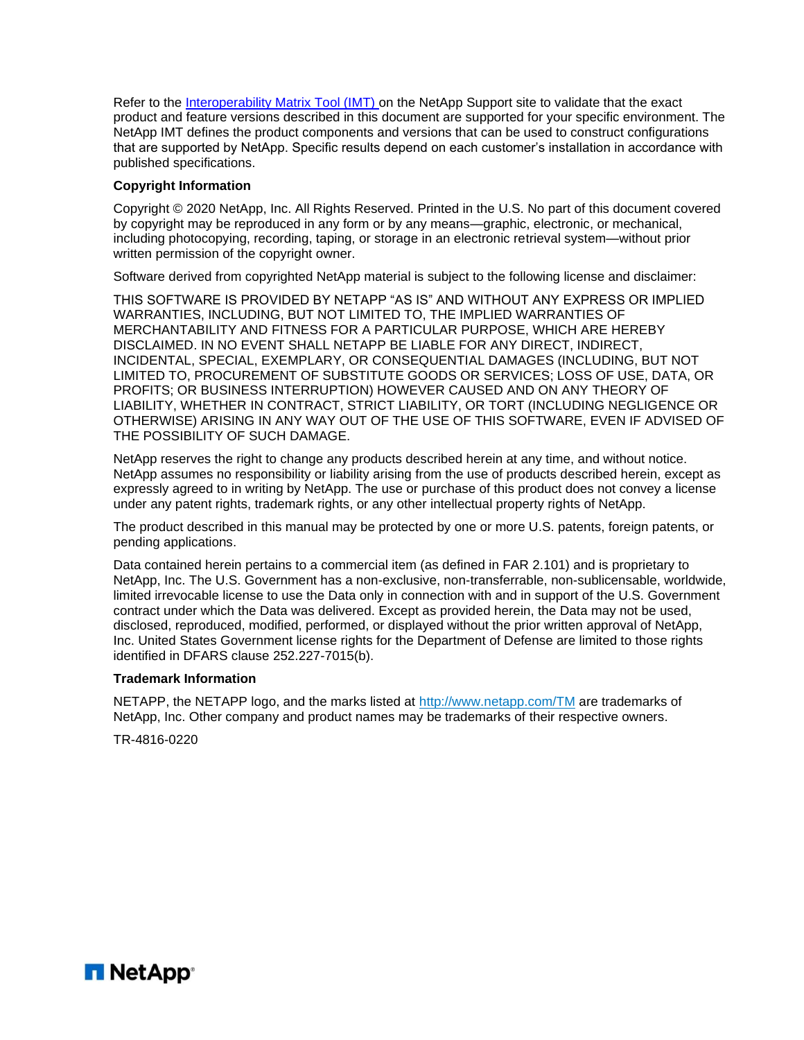Refer to the [Interoperability Matrix Tool (IMT)](http://mysupport.netapp.com/matrix) on the NetApp Support site to validate that the exact product and feature versions described in this document are supported for your specific environment. The NetApp IMT defines the product components and versions that can be used to construct configurations that are supported by NetApp. Specific results depend on each customer's installation in accordance with published specifications.

**Copyright Information**

Copyright © 2020 NetApp, Inc. All Rights Reserved. Printed in the U.S. No part of this document covered by copyright may be reproduced in any form or by any means—graphic, electronic, or mechanical, including photocopying, recording, taping, or storage in an electronic retrieval system—without prior written permission of the copyright owner.

Software derived from copyrighted NetApp material is subject to the following license and disclaimer:

THIS SOFTWARE IS PROVIDED BY NETAPP "AS IS" AND WITHOUT ANY EXPRESS OR IMPLIED WARRANTIES, INCLUDING, BUT NOT LIMITED TO, THE IMPLIED WARRANTIES OF MERCHANTABILITY AND FITNESS FOR A PARTICULAR PURPOSE, WHICH ARE HEREBY DISCLAIMED. IN NO EVENT SHALL NETAPP BE LIABLE FOR ANY DIRECT, INDIRECT, INCIDENTAL, SPECIAL, EXEMPLARY, OR CONSEQUENTIAL DAMAGES (INCLUDING, BUT NOT LIMITED TO, PROCUREMENT OF SUBSTITUTE GOODS OR SERVICES; LOSS OF USE, DATA, OR PROFITS; OR BUSINESS INTERRUPTION) HOWEVER CAUSED AND ON ANY THEORY OF LIABILITY, WHETHER IN CONTRACT, STRICT LIABILITY, OR TORT (INCLUDING NEGLIGENCE OR OTHERWISE) ARISING IN ANY WAY OUT OF THE USE OF THIS SOFTWARE, EVEN IF ADVISED OF THE POSSIBILITY OF SUCH DAMAGE.

NetApp reserves the right to change any products described herein at any time, and without notice. NetApp assumes no responsibility or liability arising from the use of products described herein, except as expressly agreed to in writing by NetApp. The use or purchase of this product does not convey a license under any patent rights, trademark rights, or any other intellectual property rights of NetApp.

The product described in this manual may be protected by one or more U.S. patents, foreign patents, or pending applications.

Data contained herein pertains to a commercial item (as defined in FAR 2.101) and is proprietary to NetApp, Inc. The U.S. Government has a non-exclusive, non-transferrable, non-sublicensable, worldwide, limited irrevocable license to use the Data only in connection with and in support of the U.S. Government contract under which the Data was delivered. Except as provided herein, the Data may not be used, disclosed, reproduced, modified, performed, or displayed without the prior written approval of NetApp, Inc. United States Government license rights for the Department of Defense are limited to those rights identified in DFARS clause 252.227-7015(b).

**Trademark Information**

NETAPP, the NETAPP logo, and the marks listed at http://www.netapp.com/TM are trademarks of NetApp, Inc. Other company and product names may be trademarks of their respective owners.

TR-4816-0220